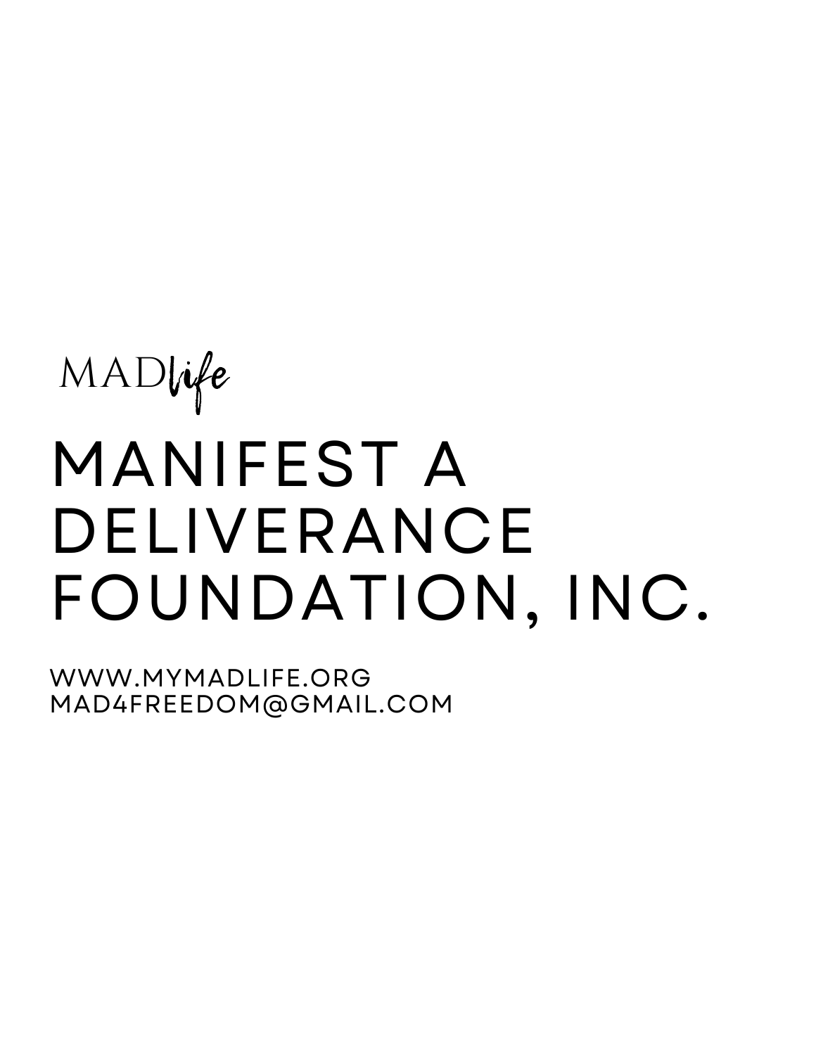MAD*life*

# MANIFEST A DELIVERANCE FOUNDATION, INC.

WWW.MYMADLIFE.ORG
MAD4FREEDOM@GMAIL.COM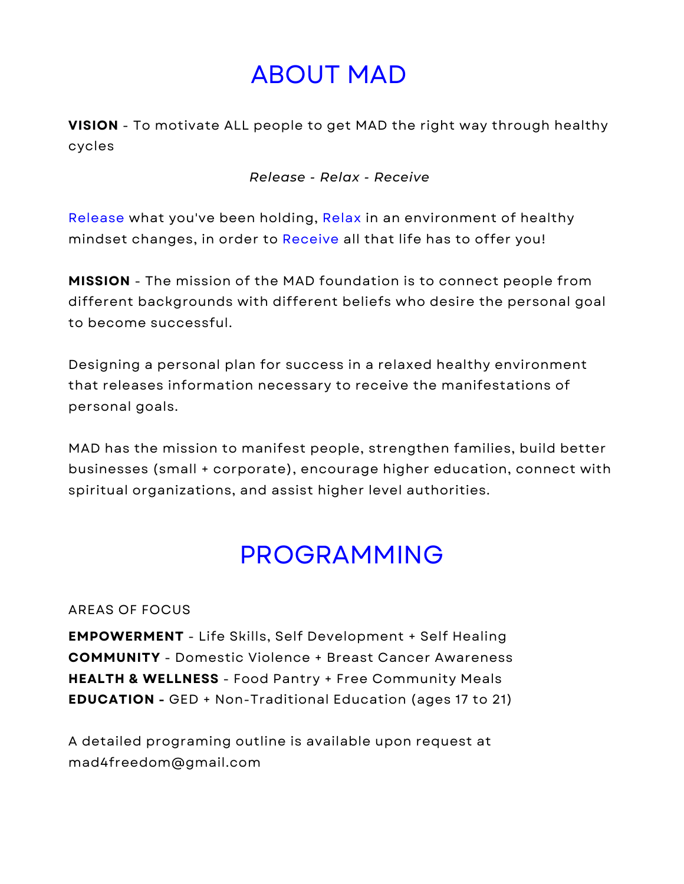# ABOUT MAD

**VISION** - To motivate ALL people to get MAD the right way through healthy cycles

*Release - Relax - Receive*

Release what you've been holding, Relax in an environment of healthy mindset changes, in order to Receive all that life has to offer you!

**MISSION** - The mission of the MAD foundation is to connect people from different backgrounds with different beliefs who desire the personal goal to become successful.

Designing a personal plan for success in a relaxed healthy environment that releases information necessary to receive the manifestations of personal goals.

MAD has the mission to manifest people, strengthen families, build better businesses (small + corporate), encourage higher education, connect with spiritual organizations, and assist higher level authorities.

# PROGRAMMING

AREAS OF FOCUS

**EMPOWERMENT** - Life Skills, Self Development + Self Healing
**COMMUNITY** - Domestic Violence + Breast Cancer Awareness
**HEALTH & WELLNESS** - Food Pantry + Free Community Meals
**EDUCATION -** GED + Non-Traditional Education (ages 17 to 21)

A detailed programing outline is available upon request at mad4freedom@gmail.com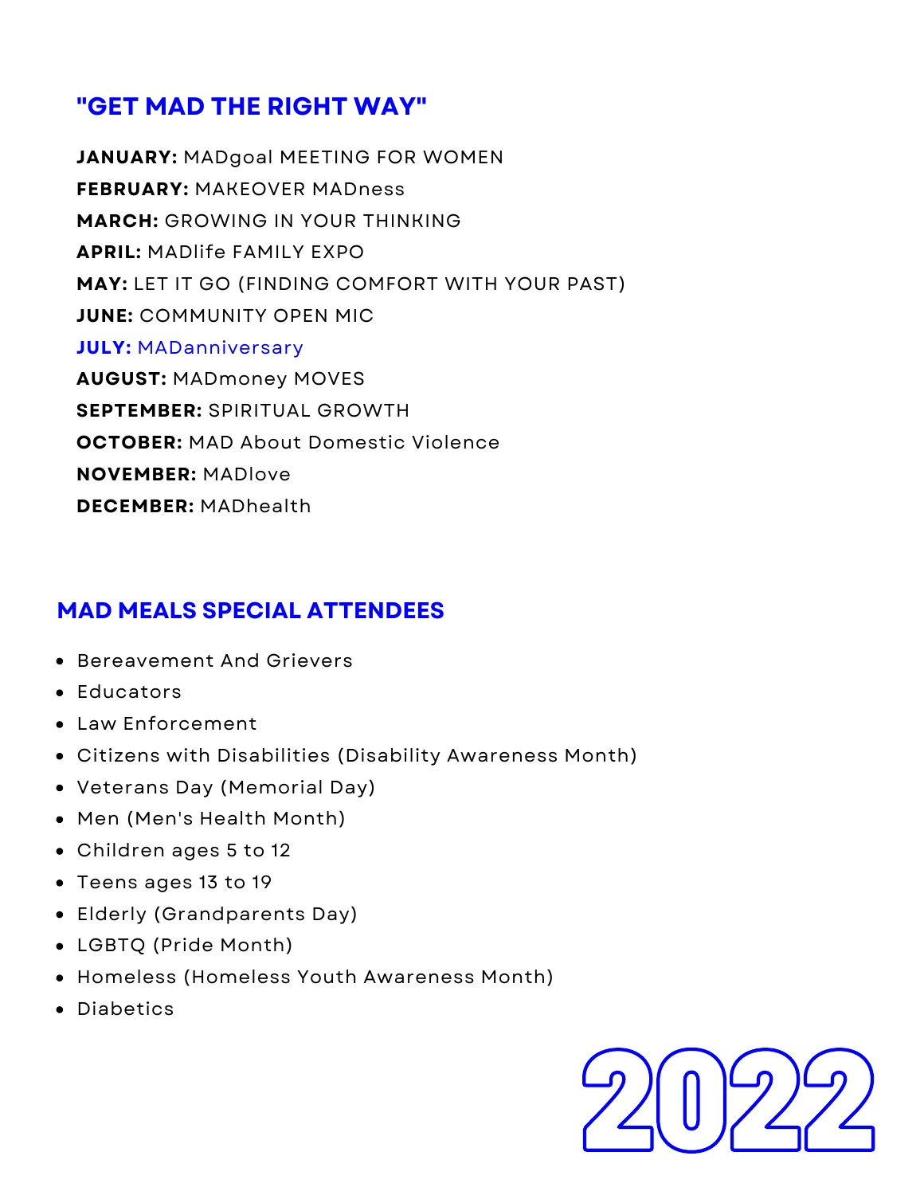## "GET MAD THE RIGHT WAY"

**JANUARY:** MADgoal MEETING FOR WOMEN
**FEBRUARY:** MAKEOVER MADness
**MARCH:** GROWING IN YOUR THINKING
**APRIL:** MADlife FAMILY EXPO
**MAY:** LET IT GO (FINDING COMFORT WITH YOUR PAST)
**JUNE:** COMMUNITY OPEN MIC
**JULY:** MADanniversary
**AUGUST:** MADmoney MOVES
**SEPTEMBER:** SPIRITUAL GROWTH
**OCTOBER:** MAD About Domestic Violence
**NOVEMBER:** MADlove
**DECEMBER:** MADhealth

## MAD MEALS SPECIAL ATTENDEES

- Bereavement And Grievers
- Educators
- Law Enforcement
- Citizens with Disabilities (Disability Awareness Month)
- Veterans Day (Memorial Day)
- Men (Men's Health Month)
- Children ages 5 to 12
- Teens ages 13 to 19
- Elderly (Grandparents Day)
- LGBTQ (Pride Month)
- Homeless (Homeless Youth Awareness Month)
- Diabetics

2022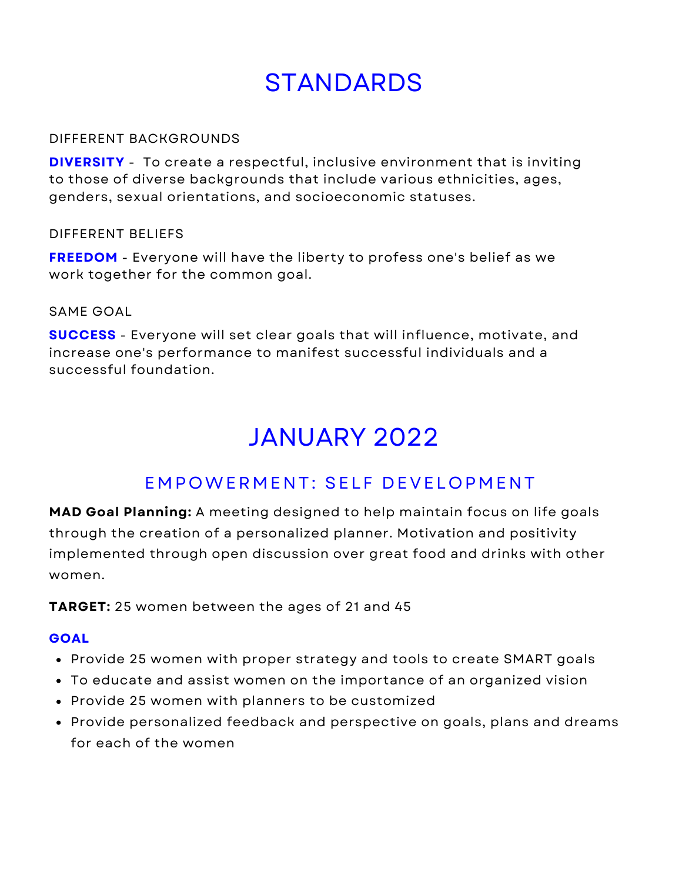# STANDARDS

DIFFERENT BACKGROUNDS

**DIVERSITY** - To create a respectful, inclusive environment that is inviting to those of diverse backgrounds that include various ethnicities, ages, genders, sexual orientations, and socioeconomic statuses.

DIFFERENT BELIEFS

**FREEDOM** - Everyone will have the liberty to profess one's belief as we work together for the common goal.

SAME GOAL

**SUCCESS** - Everyone will set clear goals that will influence, motivate, and increase one's performance to manifest successful individuals and a successful foundation.

# JANUARY 2022

## EMPOWERMENT: SELF DEVELOPMENT

**MAD Goal Planning:** A meeting designed to help maintain focus on life goals through the creation of a personalized planner. Motivation and positivity implemented through open discussion over great food and drinks with other women.

**TARGET:** 25 women between the ages of 21 and 45

**GOAL**

- Provide 25 women with proper strategy and tools to create SMART goals
- To educate and assist women on the importance of an organized vision
- Provide 25 women with planners to be customized
- Provide personalized feedback and perspective on goals, plans and dreams for each of the women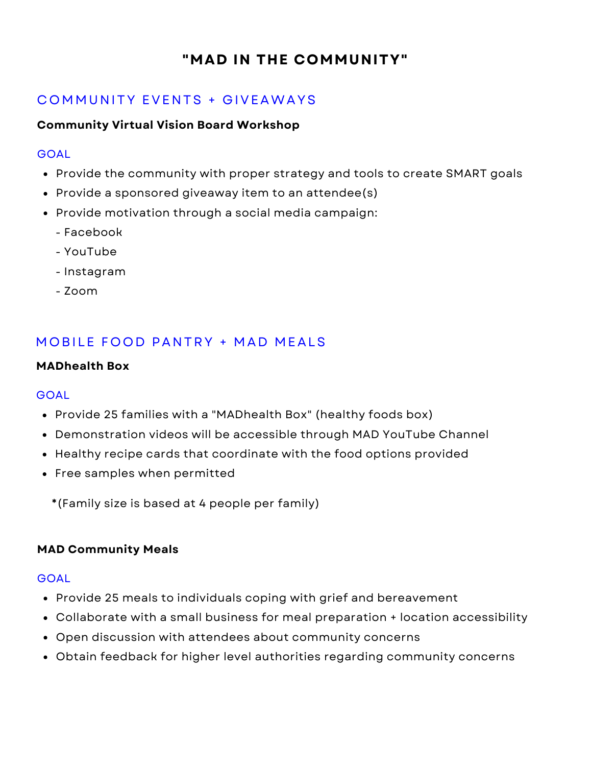# "MAD IN THE COMMUNITY"

## COMMUNITY EVENTS + GIVEAWAYS

### Community Virtual Vision Board Workshop

GOAL

- Provide the community with proper strategy and tools to create SMART goals
- Provide a sponsored giveaway item to an attendee(s)
- Provide motivation through a social media campaign:
  - Facebook
  - YouTube
  - Instagram
  - Zoom

## MOBILE FOOD PANTRY + MAD MEALS

### MADhealth Box

GOAL

- Provide 25 families with a "MADhealth Box" (healthy foods box)
- Demonstration videos will be accessible through MAD YouTube Channel
- Healthy recipe cards that coordinate with the food options provided
- Free samples when permitted

*(Family size is based at 4 people per family)

### MAD Community Meals

GOAL

- Provide 25 meals to individuals coping with grief and bereavement
- Collaborate with a small business for meal preparation + location accessibility
- Open discussion with attendees about community concerns
- Obtain feedback for higher level authorities regarding community concerns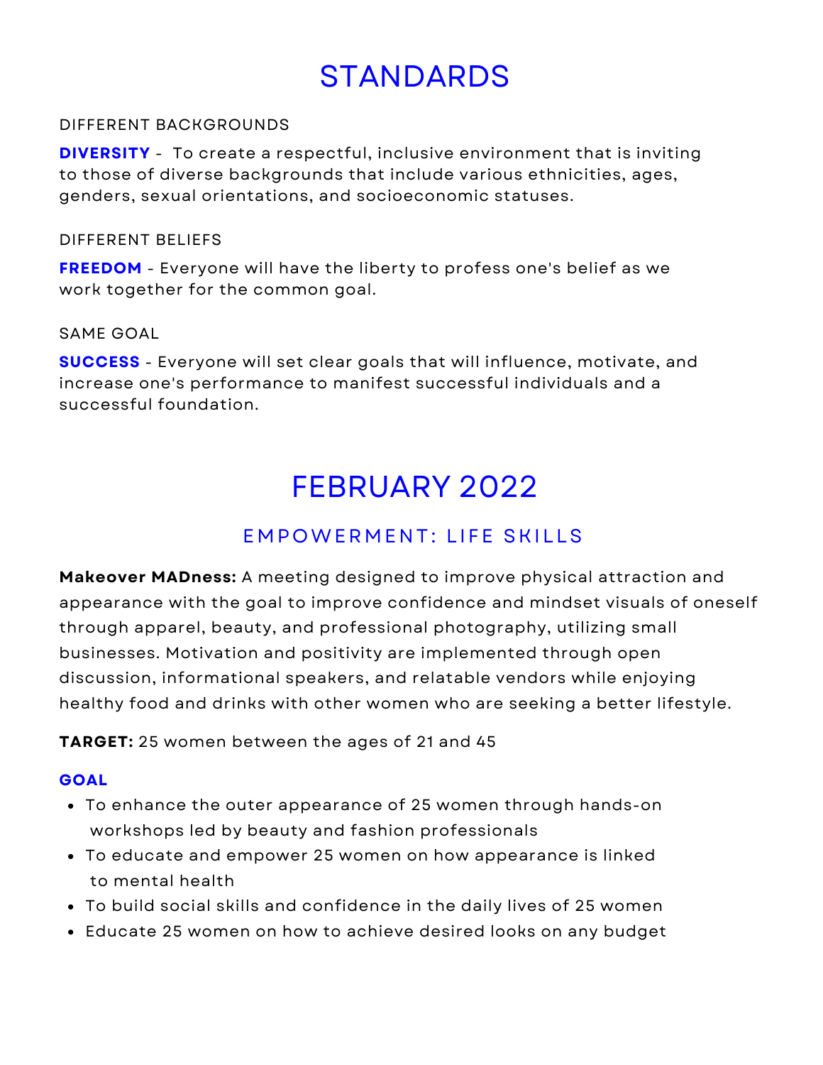# STANDARDS

DIFFERENT BACKGROUNDS

**DIVERSITY** - To create a respectful, inclusive environment that is inviting to those of diverse backgrounds that include various ethnicities, ages, genders, sexual orientations, and socioeconomic statuses.

DIFFERENT BELIEFS

**FREEDOM** - Everyone will have the liberty to profess one's belief as we work together for the common goal.

SAME GOAL

**SUCCESS** - Everyone will set clear goals that will influence, motivate, and increase one's performance to manifest successful individuals and a successful foundation.

# FEBRUARY 2022

## EMPOWERMENT: LIFE SKILLS

**Makeover MADness:** A meeting designed to improve physical attraction and appearance with the goal to improve confidence and mindset visuals of oneself through apparel, beauty, and professional photography, utilizing small businesses. Motivation and positivity are implemented through open discussion, informational speakers, and relatable vendors while enjoying healthy food and drinks with other women who are seeking a better lifestyle.

**TARGET:** 25 women between the ages of 21 and 45

**GOAL**

- To enhance the outer appearance of 25 women through hands-on workshops led by beauty and fashion professionals
- To educate and empower 25 women on how appearance is linked to mental health
- To build social skills and confidence in the daily lives of 25 women
- Educate 25 women on how to achieve desired looks on any budget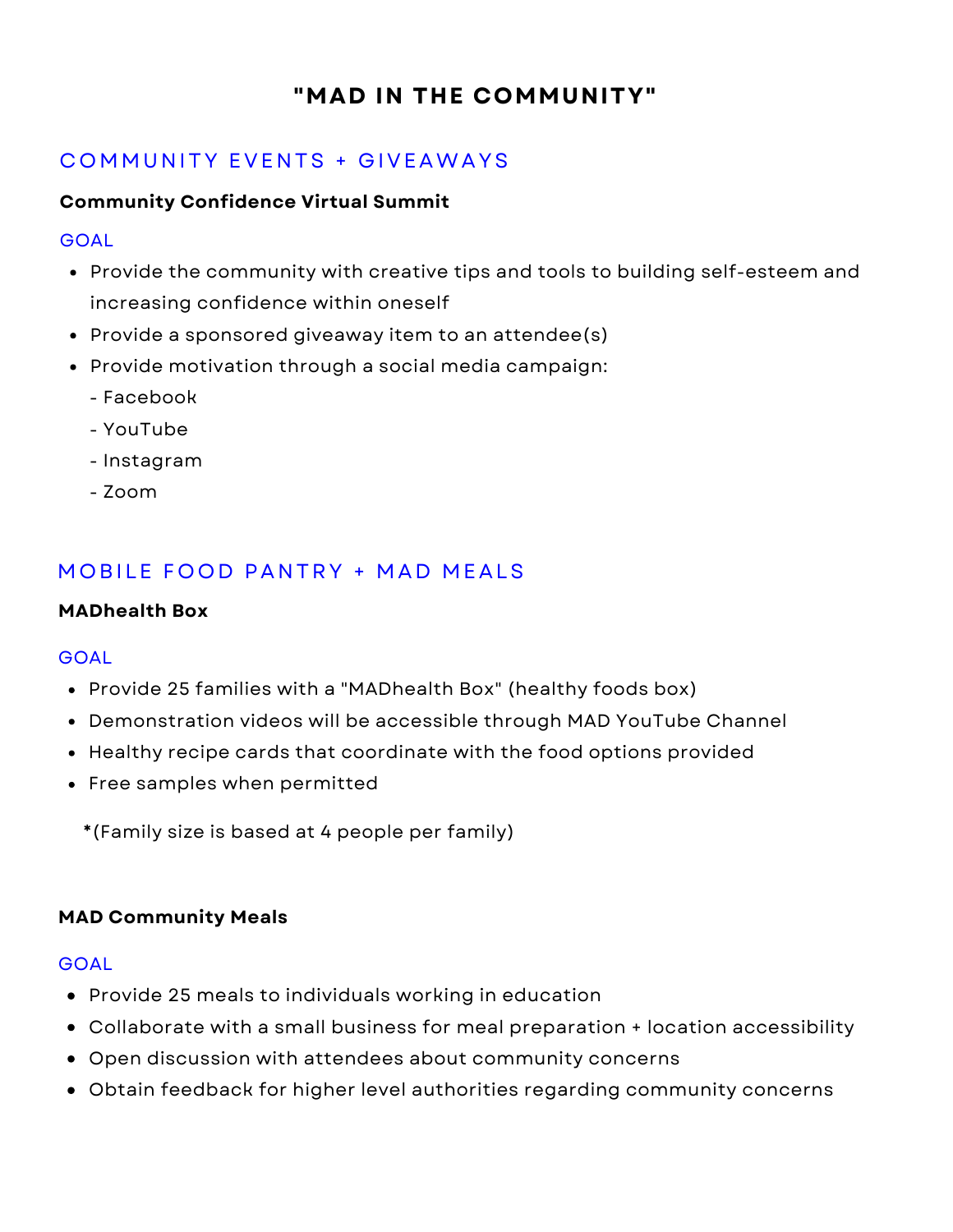# "MAD IN THE COMMUNITY"

## COMMUNITY EVENTS + GIVEAWAYS

**Community Confidence Virtual Summit**

GOAL

- Provide the community with creative tips and tools to building self-esteem and increasing confidence within oneself
- Provide a sponsored giveaway item to an attendee(s)
- Provide motivation through a social media campaign:
  - Facebook
  - YouTube
  - Instagram
  - Zoom

## MOBILE FOOD PANTRY + MAD MEALS

**MADhealth Box**

GOAL

- Provide 25 families with a "MADhealth Box" (healthy foods box)
- Demonstration videos will be accessible through MAD YouTube Channel
- Healthy recipe cards that coordinate with the food options provided
- Free samples when permitted

**\***(Family size is based at 4 people per family)

**MAD Community Meals**

GOAL

- Provide 25 meals to individuals working in education
- Collaborate with a small business for meal preparation + location accessibility
- Open discussion with attendees about community concerns
- Obtain feedback for higher level authorities regarding community concerns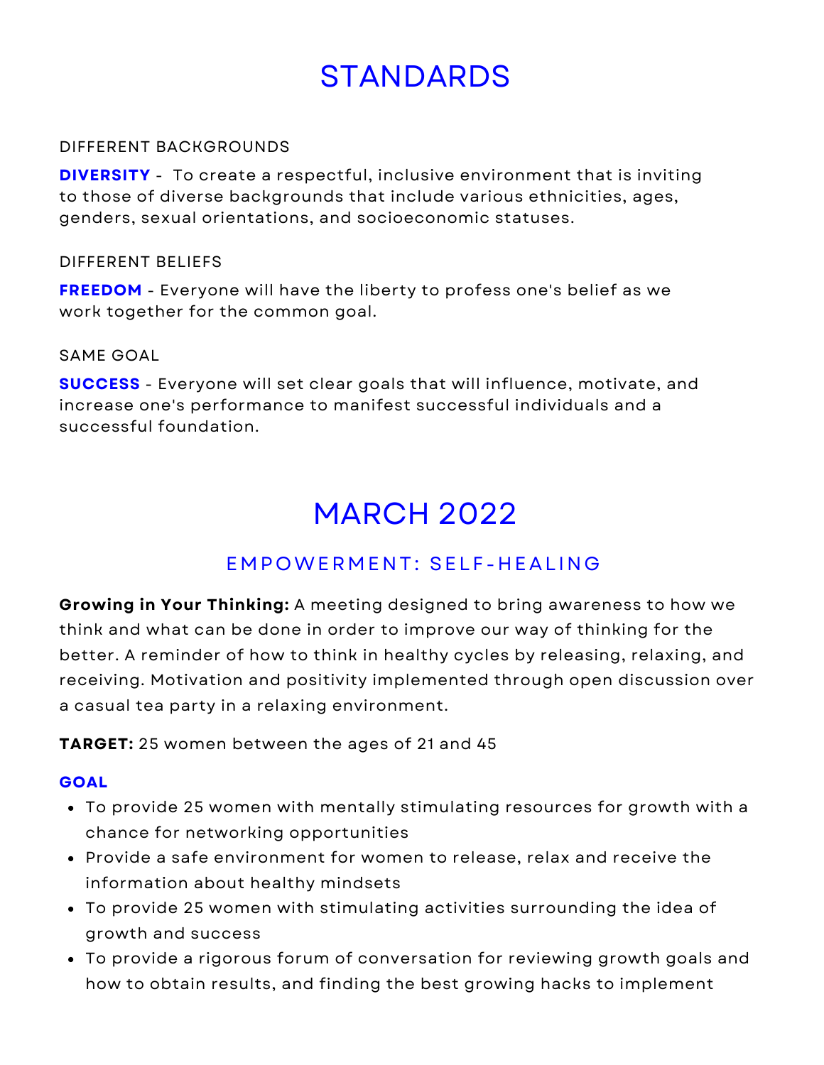# STANDARDS

DIFFERENT BACKGROUNDS

**DIVERSITY** - To create a respectful, inclusive environment that is inviting to those of diverse backgrounds that include various ethnicities, ages, genders, sexual orientations, and socioeconomic statuses.

DIFFERENT BELIEFS

**FREEDOM** - Everyone will have the liberty to profess one's belief as we work together for the common goal.

SAME GOAL

**SUCCESS** - Everyone will set clear goals that will influence, motivate, and increase one's performance to manifest successful individuals and a successful foundation.

# MARCH 2022

## EMPOWERMENT: SELF-HEALING

**Growing in Your Thinking:** A meeting designed to bring awareness to how we think and what can be done in order to improve our way of thinking for the better. A reminder of how to think in healthy cycles by releasing, relaxing, and receiving. Motivation and positivity implemented through open discussion over a casual tea party in a relaxing environment.

**TARGET:** 25 women between the ages of 21 and 45

**GOAL**

- To provide 25 women with mentally stimulating resources for growth with a chance for networking opportunities
- Provide a safe environment for women to release, relax and receive the information about healthy mindsets
- To provide 25 women with stimulating activities surrounding the idea of growth and success
- To provide a rigorous forum of conversation for reviewing growth goals and how to obtain results, and finding the best growing hacks to implement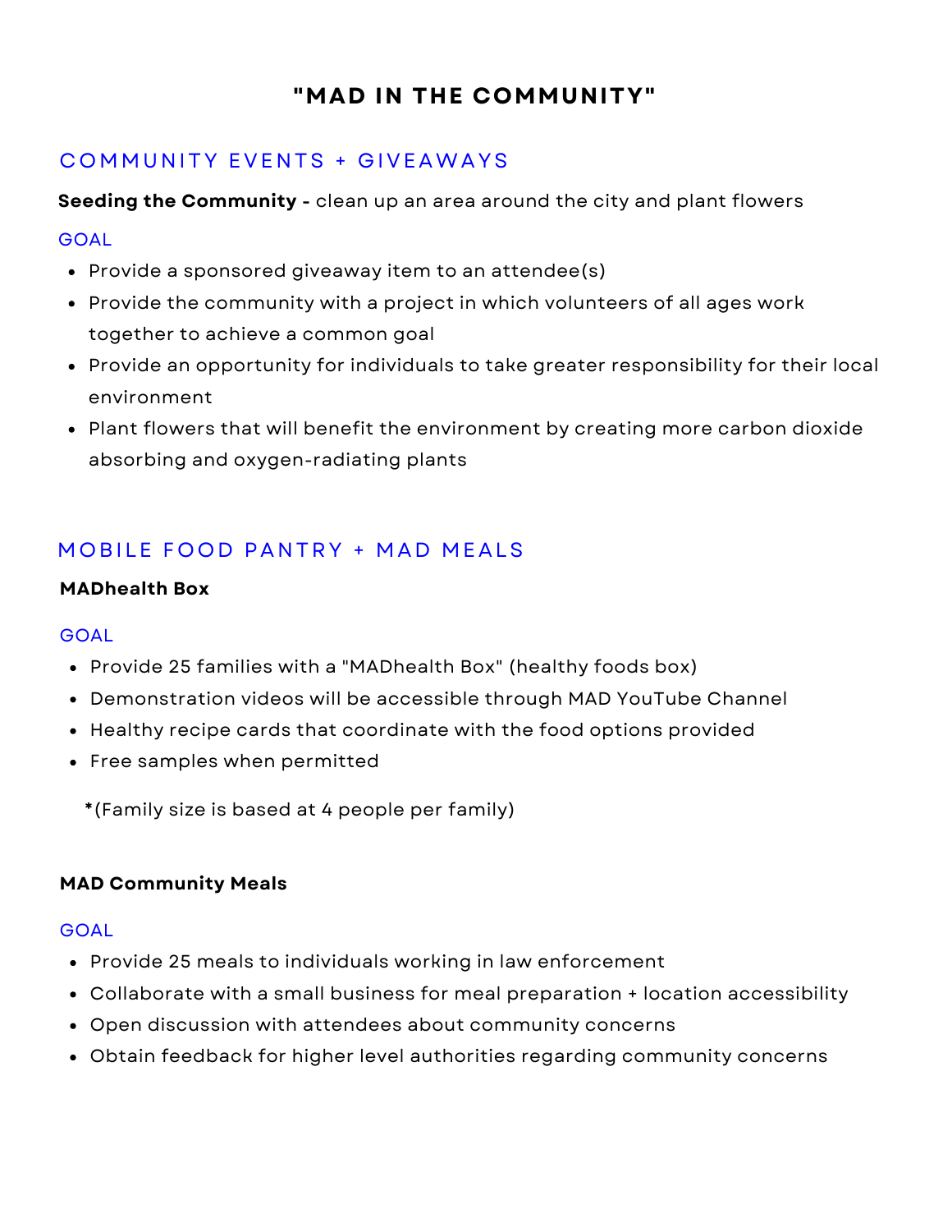# "MAD IN THE COMMUNITY"

## COMMUNITY EVENTS + GIVEAWAYS

**Seeding the Community -** clean up an area around the city and plant flowers

GOAL

- Provide a sponsored giveaway item to an attendee(s)
- Provide the community with a project in which volunteers of all ages work together to achieve a common goal
- Provide an opportunity for individuals to take greater responsibility for their local environment
- Plant flowers that will benefit the environment by creating more carbon dioxide absorbing and oxygen-radiating plants

## MOBILE FOOD PANTRY + MAD MEALS

**MADhealth Box**

GOAL

- Provide 25 families with a "MADhealth Box" (healthy foods box)
- Demonstration videos will be accessible through MAD YouTube Channel
- Healthy recipe cards that coordinate with the food options provided
- Free samples when permitted

*(Family size is based at 4 people per family)

**MAD Community Meals**

GOAL

- Provide 25 meals to individuals working in law enforcement
- Collaborate with a small business for meal preparation + location accessibility
- Open discussion with attendees about community concerns
- Obtain feedback for higher level authorities regarding community concerns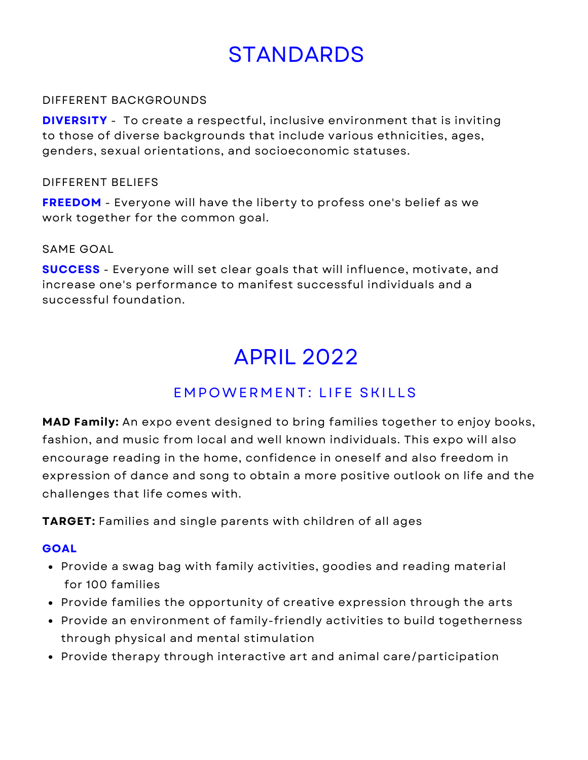# STANDARDS

DIFFERENT BACKGROUNDS

**DIVERSITY** - To create a respectful, inclusive environment that is inviting to those of diverse backgrounds that include various ethnicities, ages, genders, sexual orientations, and socioeconomic statuses.

DIFFERENT BELIEFS

**FREEDOM** - Everyone will have the liberty to profess one's belief as we work together for the common goal.

SAME GOAL

**SUCCESS** - Everyone will set clear goals that will influence, motivate, and increase one's performance to manifest successful individuals and a successful foundation.

# APRIL 2022

## EMPOWERMENT: LIFE SKILLS

**MAD Family:** An expo event designed to bring families together to enjoy books, fashion, and music from local and well known individuals. This expo will also encourage reading in the home, confidence in oneself and also freedom in expression of dance and song to obtain a more positive outlook on life and the challenges that life comes with.

**TARGET:** Families and single parents with children of all ages

**GOAL**

- Provide a swag bag with family activities, goodies and reading material for 100 families
- Provide families the opportunity of creative expression through the arts
- Provide an environment of family-friendly activities to build togetherness through physical and mental stimulation
- Provide therapy through interactive art and animal care/participation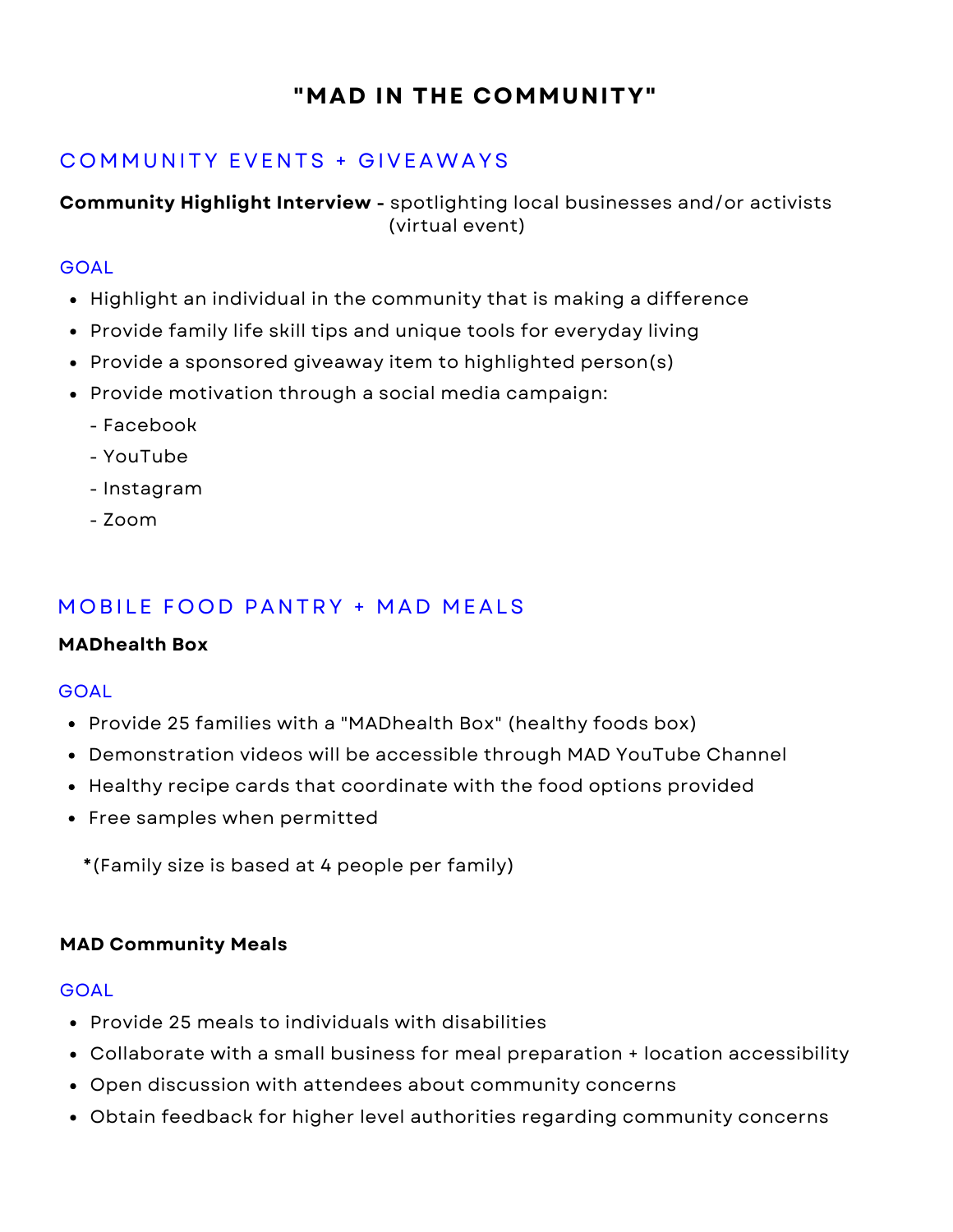# "MAD IN THE COMMUNITY"

## COMMUNITY EVENTS + GIVEAWAYS

**Community Highlight Interview -** spotlighting local businesses and/or activists (virtual event)

GOAL

- Highlight an individual in the community that is making a difference
- Provide family life skill tips and unique tools for everyday living
- Provide a sponsored giveaway item to highlighted person(s)
- Provide motivation through a social media campaign:
  - Facebook
  - YouTube
  - Instagram
  - Zoom

## MOBILE FOOD PANTRY + MAD MEALS

**MADhealth Box**

GOAL

- Provide 25 families with a "MADhealth Box" (healthy foods box)
- Demonstration videos will be accessible through MAD YouTube Channel
- Healthy recipe cards that coordinate with the food options provided
- Free samples when permitted

**\***(Family size is based at 4 people per family)

**MAD Community Meals**

GOAL

- Provide 25 meals to individuals with disabilities
- Collaborate with a small business for meal preparation + location accessibility
- Open discussion with attendees about community concerns
- Obtain feedback for higher level authorities regarding community concerns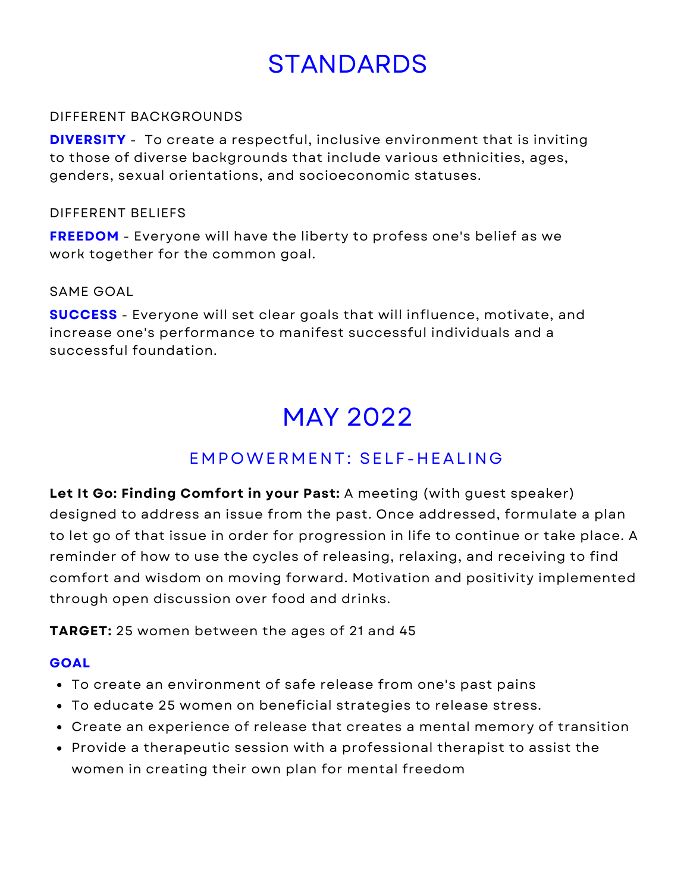# STANDARDS

DIFFERENT BACKGROUNDS

**DIVERSITY** - To create a respectful, inclusive environment that is inviting to those of diverse backgrounds that include various ethnicities, ages, genders, sexual orientations, and socioeconomic statuses.

DIFFERENT BELIEFS

**FREEDOM** - Everyone will have the liberty to profess one's belief as we work together for the common goal.

SAME GOAL

**SUCCESS** - Everyone will set clear goals that will influence, motivate, and increase one's performance to manifest successful individuals and a successful foundation.

# MAY 2022

## EMPOWERMENT: SELF-HEALING

**Let It Go: Finding Comfort in your Past:** A meeting (with guest speaker) designed to address an issue from the past. Once addressed, formulate a plan to let go of that issue in order for progression in life to continue or take place. A reminder of how to use the cycles of releasing, relaxing, and receiving to find comfort and wisdom on moving forward. Motivation and positivity implemented through open discussion over food and drinks.

**TARGET:** 25 women between the ages of 21 and 45

**GOAL**

- To create an environment of safe release from one's past pains
- To educate 25 women on beneficial strategies to release stress.
- Create an experience of release that creates a mental memory of transition
- Provide a therapeutic session with a professional therapist to assist the women in creating their own plan for mental freedom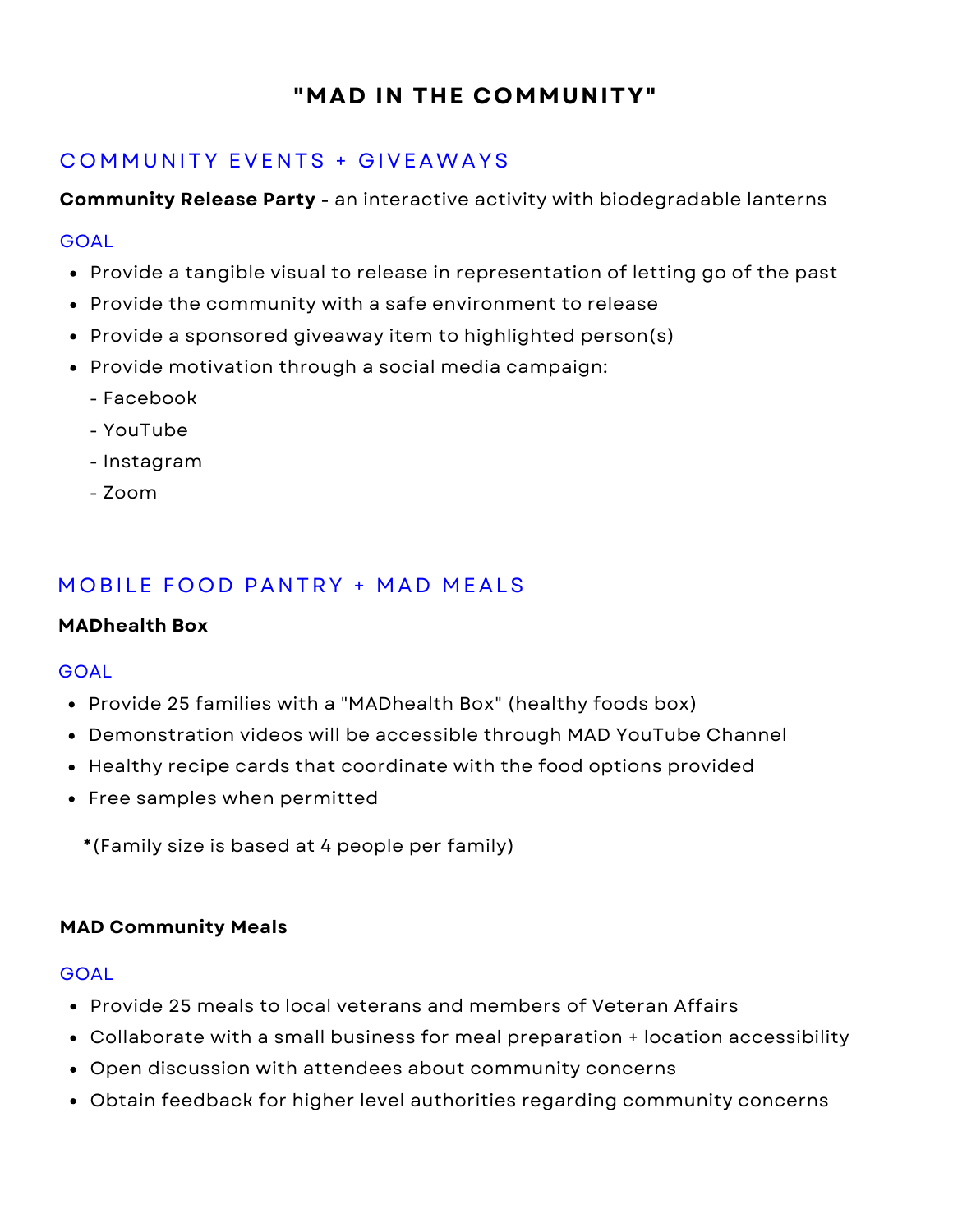# "MAD IN THE COMMUNITY"

## COMMUNITY EVENTS + GIVEAWAYS

**Community Release Party -** an interactive activity with biodegradable lanterns

GOAL

- Provide a tangible visual to release in representation of letting go of the past
- Provide the community with a safe environment to release
- Provide a sponsored giveaway item to highlighted person(s)
- Provide motivation through a social media campaign:
  - Facebook
  - YouTube
  - Instagram
  - Zoom

## MOBILE FOOD PANTRY + MAD MEALS

**MADhealth Box**

GOAL

- Provide 25 families with a "MADhealth Box" (healthy foods box)
- Demonstration videos will be accessible through MAD YouTube Channel
- Healthy recipe cards that coordinate with the food options provided
- Free samples when permitted

**\***(Family size is based at 4 people per family)

**MAD Community Meals**

GOAL

- Provide 25 meals to local veterans and members of Veteran Affairs
- Collaborate with a small business for meal preparation + location accessibility
- Open discussion with attendees about community concerns
- Obtain feedback for higher level authorities regarding community concerns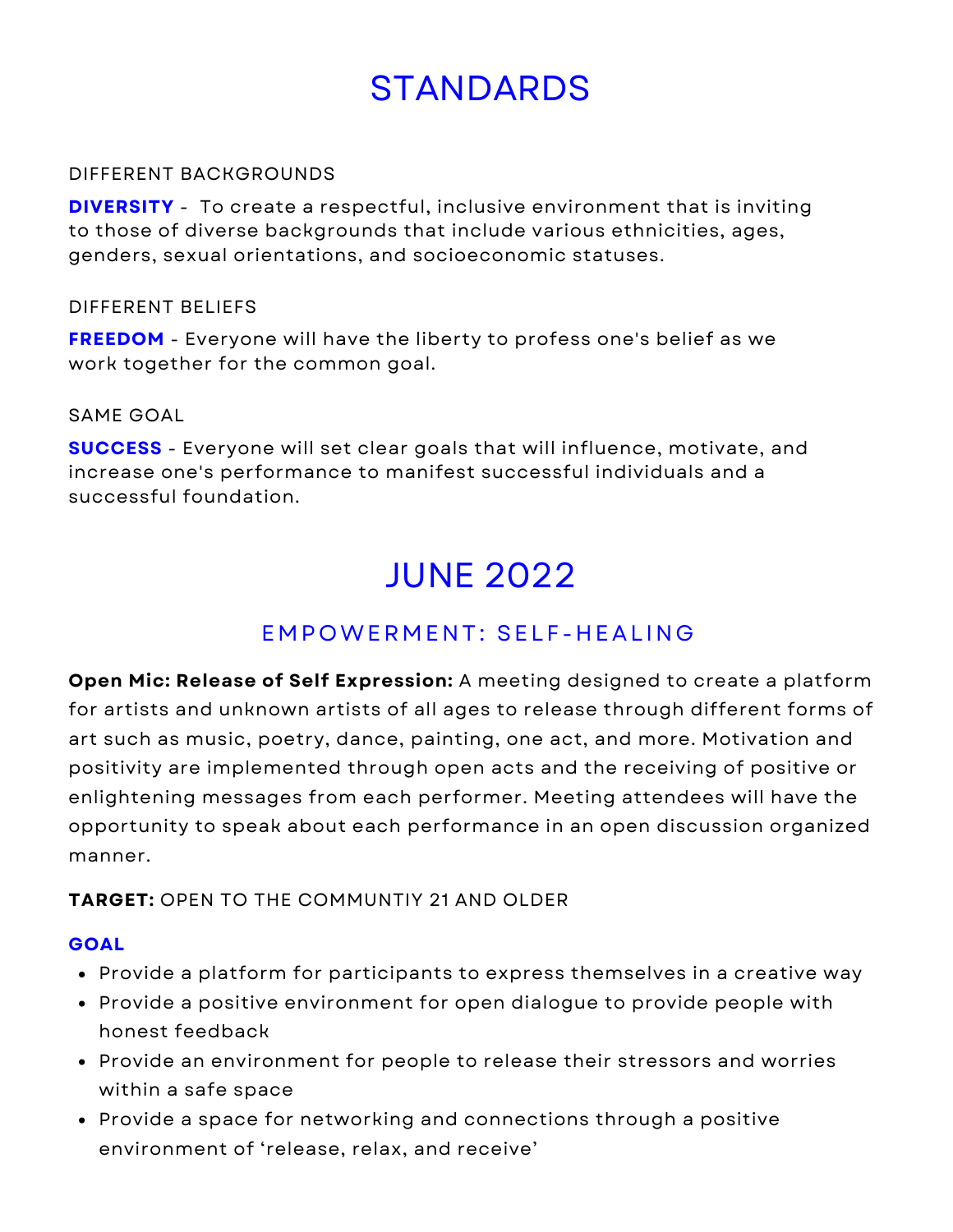# STANDARDS

DIFFERENT BACKGROUNDS

**DIVERSITY** - To create a respectful, inclusive environment that is inviting to those of diverse backgrounds that include various ethnicities, ages, genders, sexual orientations, and socioeconomic statuses.

DIFFERENT BELIEFS

**FREEDOM** - Everyone will have the liberty to profess one's belief as we work together for the common goal.

SAME GOAL

**SUCCESS** - Everyone will set clear goals that will influence, motivate, and increase one's performance to manifest successful individuals and a successful foundation.

# JUNE 2022

## EMPOWERMENT: SELF-HEALING

**Open Mic: Release of Self Expression:** A meeting designed to create a platform for artists and unknown artists of all ages to release through different forms of art such as music, poetry, dance, painting, one act, and more. Motivation and positivity are implemented through open acts and the receiving of positive or enlightening messages from each performer. Meeting attendees will have the opportunity to speak about each performance in an open discussion organized manner.

**TARGET:** OPEN TO THE COMMUNTIY 21 AND OLDER

**GOAL**

- Provide a platform for participants to express themselves in a creative way
- Provide a positive environment for open dialogue to provide people with honest feedback
- Provide an environment for people to release their stressors and worries within a safe space
- Provide a space for networking and connections through a positive environment of 'release, relax, and receive'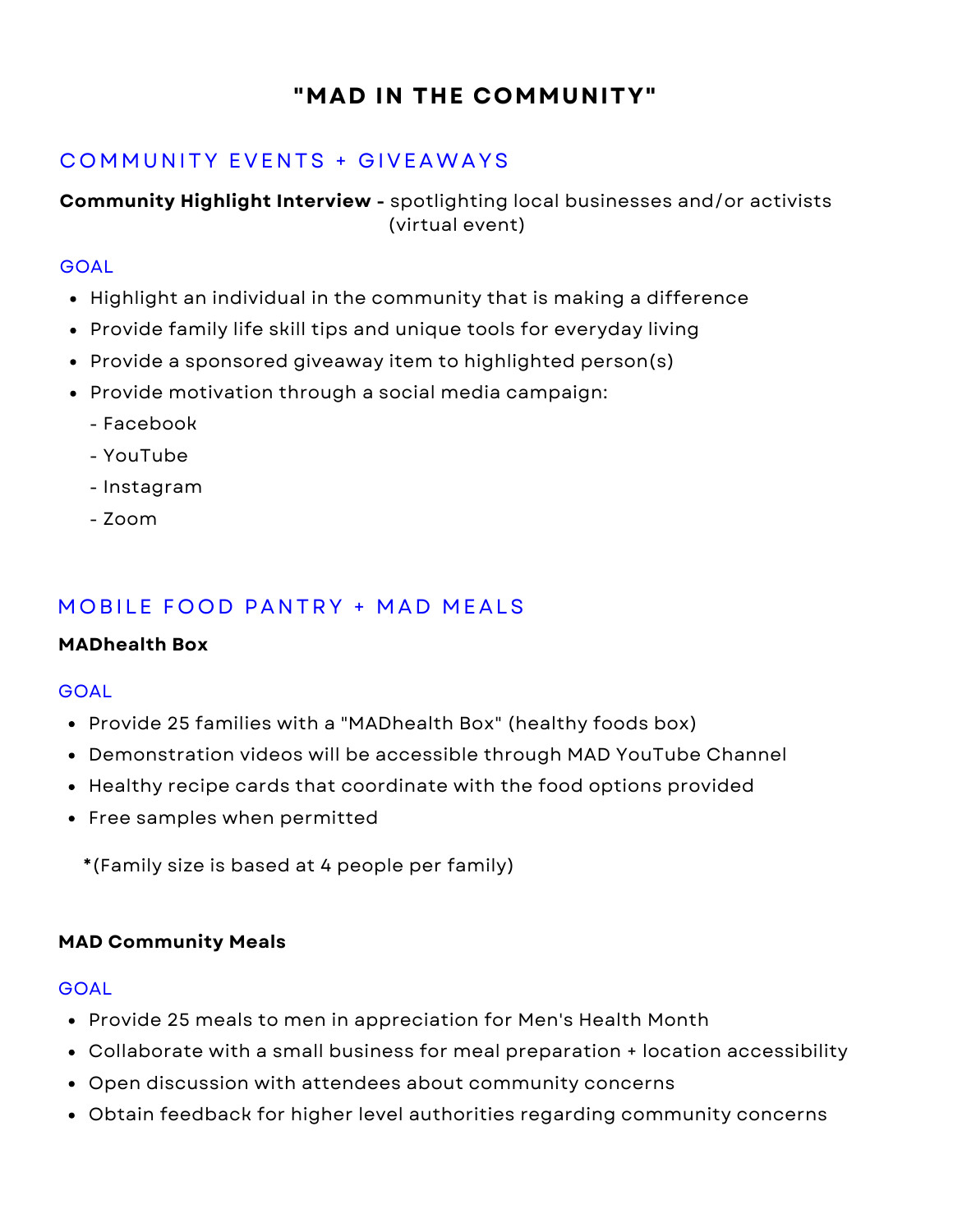# "MAD IN THE COMMUNITY"

## COMMUNITY EVENTS + GIVEAWAYS

**Community Highlight Interview -** spotlighting local businesses and/or activists (virtual event)

### GOAL

- Highlight an individual in the community that is making a difference
- Provide family life skill tips and unique tools for everyday living
- Provide a sponsored giveaway item to highlighted person(s)
- Provide motivation through a social media campaign:
  - Facebook
  - YouTube
  - Instagram
  - Zoom

## MOBILE FOOD PANTRY + MAD MEALS

**MADhealth Box**

### GOAL

- Provide 25 families with a "MADhealth Box" (healthy foods box)
- Demonstration videos will be accessible through MAD YouTube Channel
- Healthy recipe cards that coordinate with the food options provided
- Free samples when permitted

**\***(Family size is based at 4 people per family)

**MAD Community Meals**

### GOAL

- Provide 25 meals to men in appreciation for Men's Health Month
- Collaborate with a small business for meal preparation + location accessibility
- Open discussion with attendees about community concerns
- Obtain feedback for higher level authorities regarding community concerns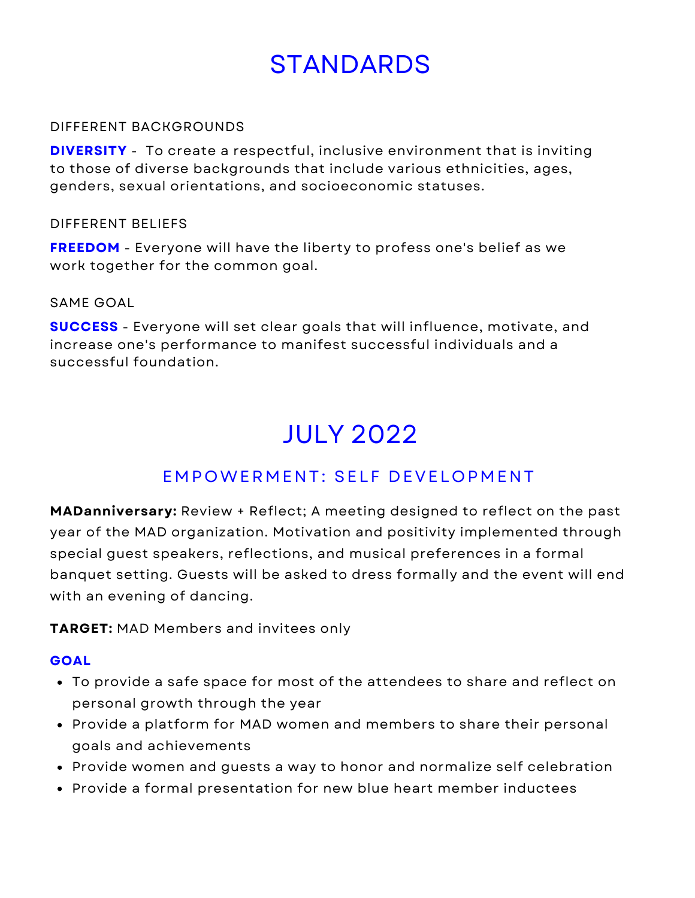# STANDARDS

DIFFERENT BACKGROUNDS

**DIVERSITY** - To create a respectful, inclusive environment that is inviting to those of diverse backgrounds that include various ethnicities, ages, genders, sexual orientations, and socioeconomic statuses.

DIFFERENT BELIEFS

**FREEDOM** - Everyone will have the liberty to profess one's belief as we work together for the common goal.

SAME GOAL

**SUCCESS** - Everyone will set clear goals that will influence, motivate, and increase one's performance to manifest successful individuals and a successful foundation.

# JULY 2022

## EMPOWERMENT: SELF DEVELOPMENT

**MADanniversary:** Review + Reflect; A meeting designed to reflect on the past year of the MAD organization. Motivation and positivity implemented through special guest speakers, reflections, and musical preferences in a formal banquet setting. Guests will be asked to dress formally and the event will end with an evening of dancing.

**TARGET:** MAD Members and invitees only

**GOAL**

- To provide a safe space for most of the attendees to share and reflect on personal growth through the year
- Provide a platform for MAD women and members to share their personal goals and achievements
- Provide women and guests a way to honor and normalize self celebration
- Provide a formal presentation for new blue heart member inductees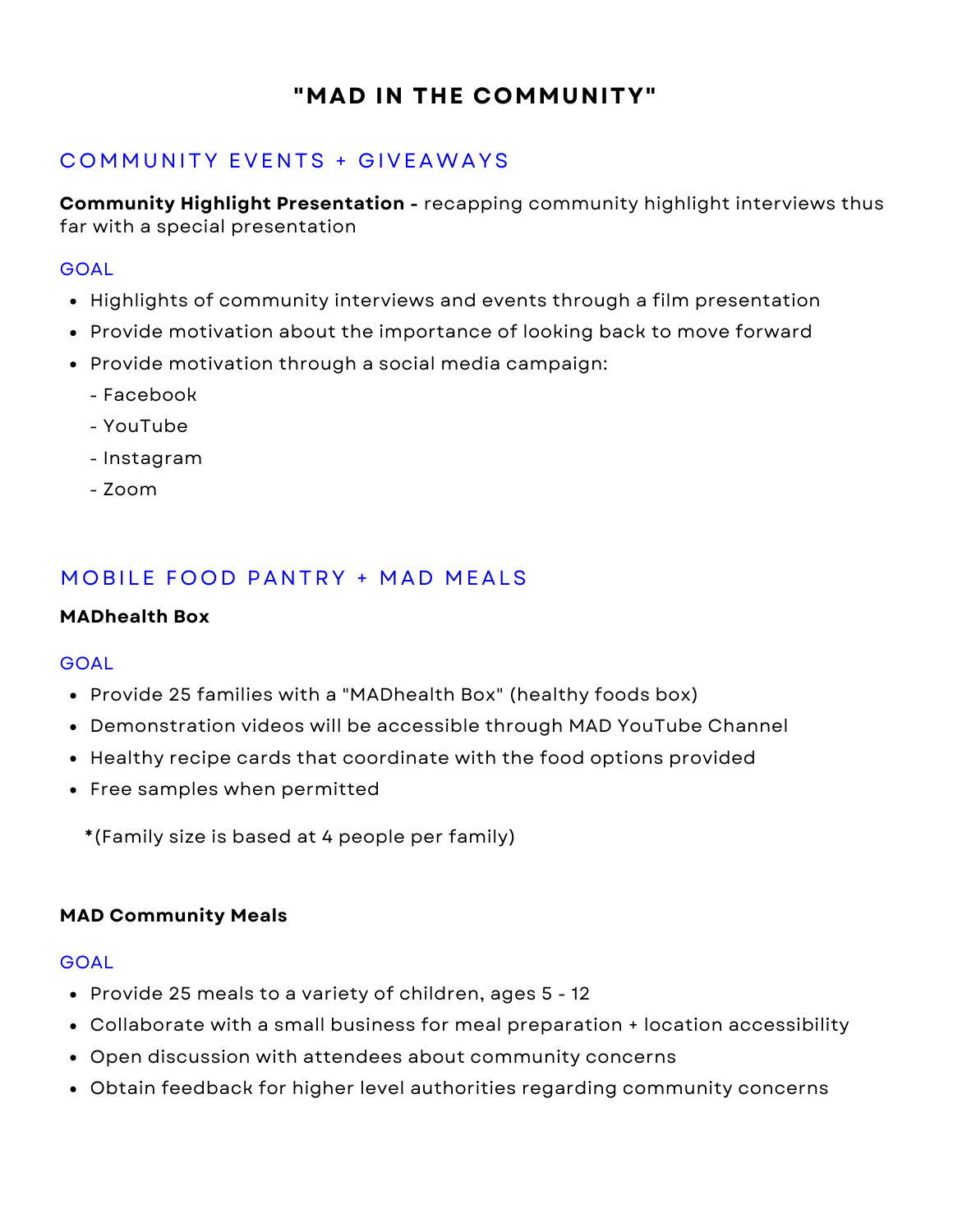# "MAD IN THE COMMUNITY"

## COMMUNITY EVENTS + GIVEAWAYS

**Community Highlight Presentation -** recapping community highlight interviews thus far with a special presentation

### GOAL

- Highlights of community interviews and events through a film presentation
- Provide motivation about the importance of looking back to move forward
- Provide motivation through a social media campaign:
  - Facebook
  - YouTube
  - Instagram
  - Zoom

## MOBILE FOOD PANTRY + MAD MEALS

**MADhealth Box**

### GOAL

- Provide 25 families with a "MADhealth Box" (healthy foods box)
- Demonstration videos will be accessible through MAD YouTube Channel
- Healthy recipe cards that coordinate with the food options provided
- Free samples when permitted

***(Family size is based at 4 people per family)**

**MAD Community Meals**

### GOAL

- Provide 25 meals to a variety of children, ages 5 - 12
- Collaborate with a small business for meal preparation + location accessibility
- Open discussion with attendees about community concerns
- Obtain feedback for higher level authorities regarding community concerns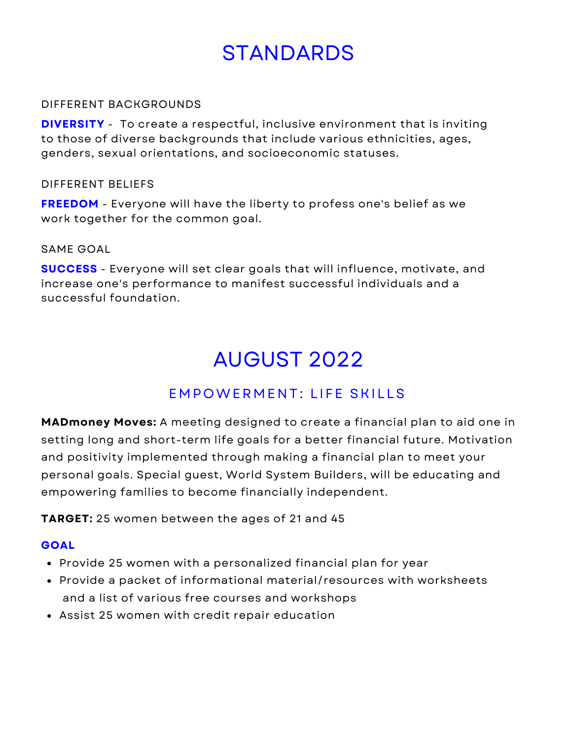# STANDARDS

DIFFERENT BACKGROUNDS

**DIVERSITY** - To create a respectful, inclusive environment that is inviting to those of diverse backgrounds that include various ethnicities, ages, genders, sexual orientations, and socioeconomic statuses.

DIFFERENT BELIEFS

**FREEDOM** - Everyone will have the liberty to profess one's belief as we work together for the common goal.

SAME GOAL

**SUCCESS** - Everyone will set clear goals that will influence, motivate, and increase one's performance to manifest successful individuals and a successful foundation.

# AUGUST 2022

## EMPOWERMENT: LIFE SKILLS

**MADmoney Moves:** A meeting designed to create a financial plan to aid one in setting long and short-term life goals for a better financial future. Motivation and positivity implemented through making a financial plan to meet your personal goals. Special guest, World System Builders, will be educating and empowering families to become financially independent.

**TARGET:** 25 women between the ages of 21 and 45

**GOAL**

- Provide 25 women with a personalized financial plan for year
- Provide a packet of informational material/resources with worksheets and a list of various free courses and workshops
- Assist 25 women with credit repair education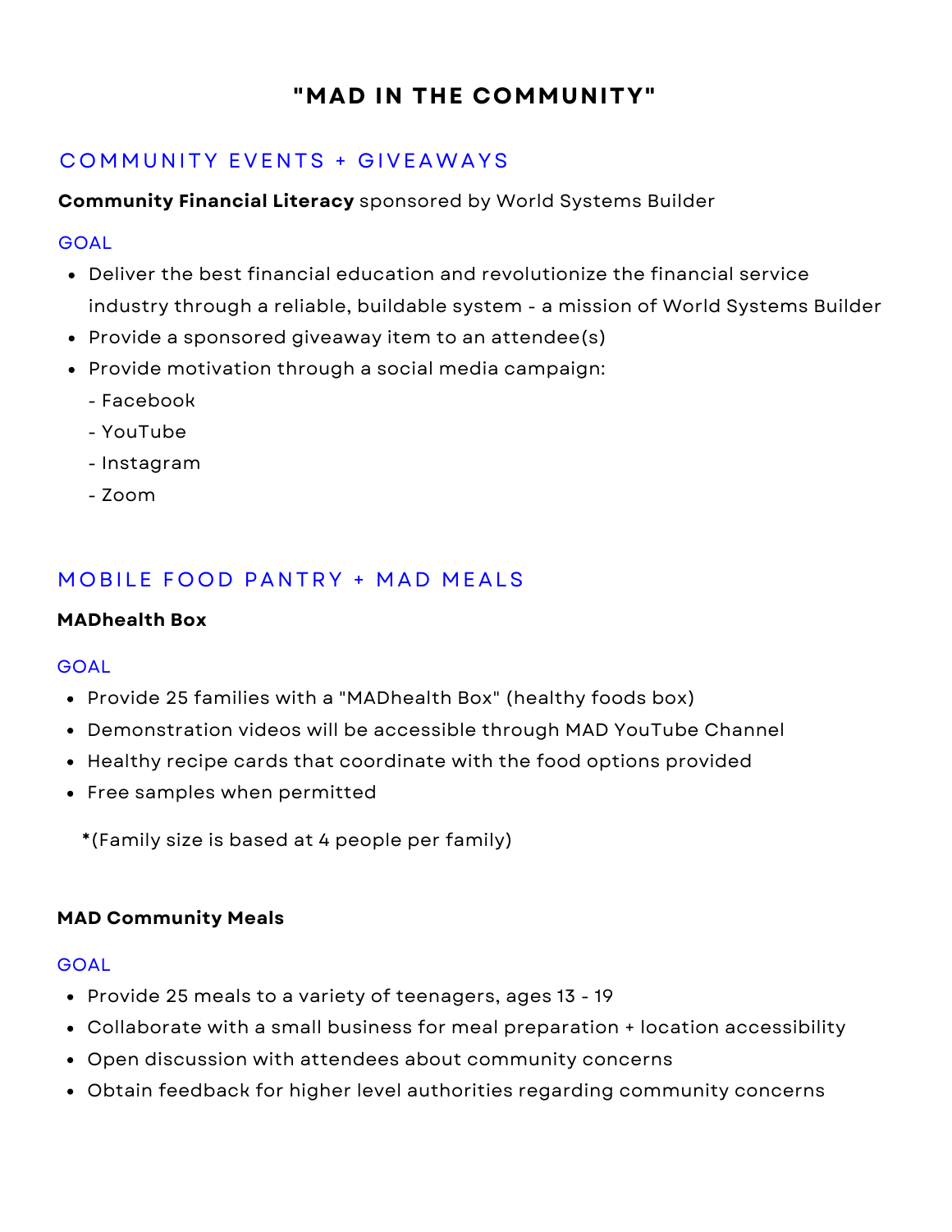# "MAD IN THE COMMUNITY"

## COMMUNITY EVENTS + GIVEAWAYS

**Community Financial Literacy** sponsored by World Systems Builder

### GOAL

- Deliver the best financial education and revolutionize the financial service industry through a reliable, buildable system - a mission of World Systems Builder
- Provide a sponsored giveaway item to an attendee(s)
- Provide motivation through a social media campaign:
  - Facebook
  - YouTube
  - Instagram
  - Zoom

## MOBILE FOOD PANTRY + MAD MEALS

**MADhealth Box**

### GOAL

- Provide 25 families with a "MADhealth Box" (healthy foods box)
- Demonstration videos will be accessible through MAD YouTube Channel
- Healthy recipe cards that coordinate with the food options provided
- Free samples when permitted

***(Family size is based at 4 people per family)**

**MAD Community Meals**

### GOAL

- Provide 25 meals to a variety of teenagers, ages 13 - 19
- Collaborate with a small business for meal preparation + location accessibility
- Open discussion with attendees about community concerns
- Obtain feedback for higher level authorities regarding community concerns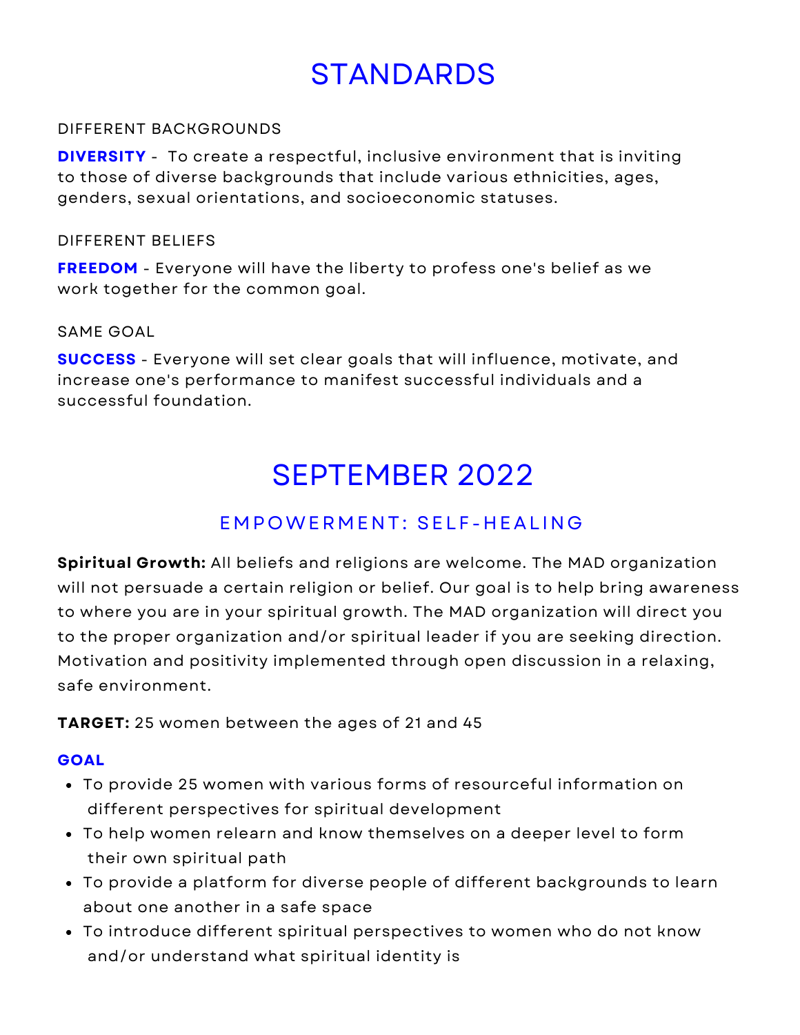# STANDARDS

DIFFERENT BACKGROUNDS

**DIVERSITY** - To create a respectful, inclusive environment that is inviting to those of diverse backgrounds that include various ethnicities, ages, genders, sexual orientations, and socioeconomic statuses.

DIFFERENT BELIEFS

**FREEDOM** - Everyone will have the liberty to profess one's belief as we work together for the common goal.

SAME GOAL

**SUCCESS** - Everyone will set clear goals that will influence, motivate, and increase one's performance to manifest successful individuals and a successful foundation.

# SEPTEMBER 2022

## EMPOWERMENT: SELF-HEALING

**Spiritual Growth:** All beliefs and religions are welcome. The MAD organization will not persuade a certain religion or belief. Our goal is to help bring awareness to where you are in your spiritual growth. The MAD organization will direct you to the proper organization and/or spiritual leader if you are seeking direction. Motivation and positivity implemented through open discussion in a relaxing, safe environment.

**TARGET:** 25 women between the ages of 21 and 45

**GOAL**

- To provide 25 women with various forms of resourceful information on different perspectives for spiritual development
- To help women relearn and know themselves on a deeper level to form their own spiritual path
- To provide a platform for diverse people of different backgrounds to learn about one another in a safe space
- To introduce different spiritual perspectives to women who do not know and/or understand what spiritual identity is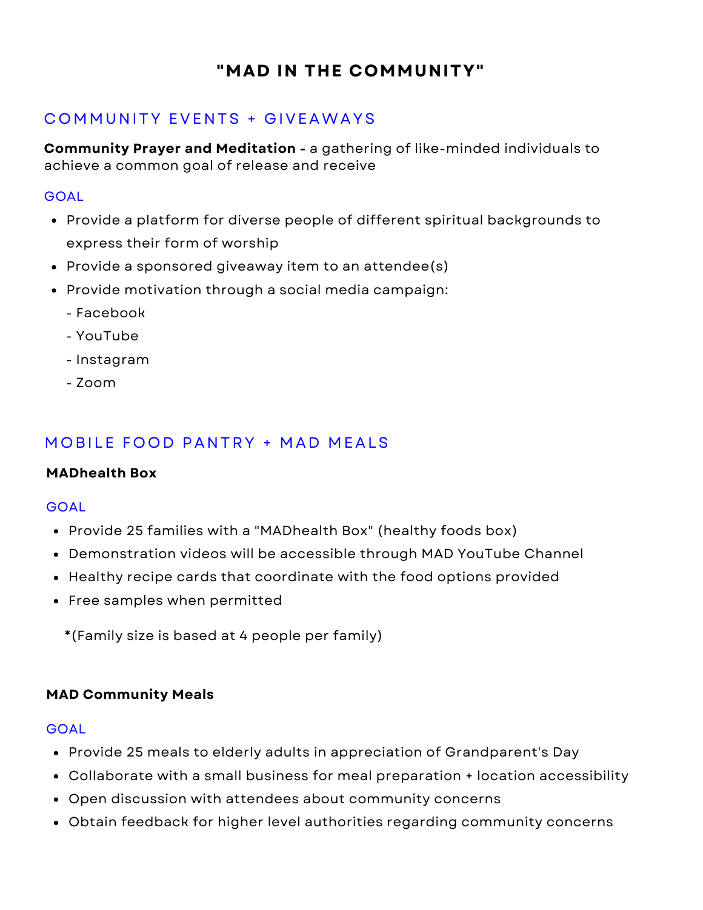# "MAD IN THE COMMUNITY"

## COMMUNITY EVENTS + GIVEAWAYS

**Community Prayer and Meditation -** a gathering of like-minded individuals to achieve a common goal of release and receive

### GOAL

- Provide a platform for diverse people of different spiritual backgrounds to express their form of worship
- Provide a sponsored giveaway item to an attendee(s)
- Provide motivation through a social media campaign:
  - Facebook
  - YouTube
  - Instagram
  - Zoom

## MOBILE FOOD PANTRY + MAD MEALS

**MADhealth Box**

### GOAL

- Provide 25 families with a "MADhealth Box" (healthy foods box)
- Demonstration videos will be accessible through MAD YouTube Channel
- Healthy recipe cards that coordinate with the food options provided
- Free samples when permitted

**\***(Family size is based at 4 people per family)

**MAD Community Meals**

### GOAL

- Provide 25 meals to elderly adults in appreciation of Grandparent's Day
- Collaborate with a small business for meal preparation + location accessibility
- Open discussion with attendees about community concerns
- Obtain feedback for higher level authorities regarding community concerns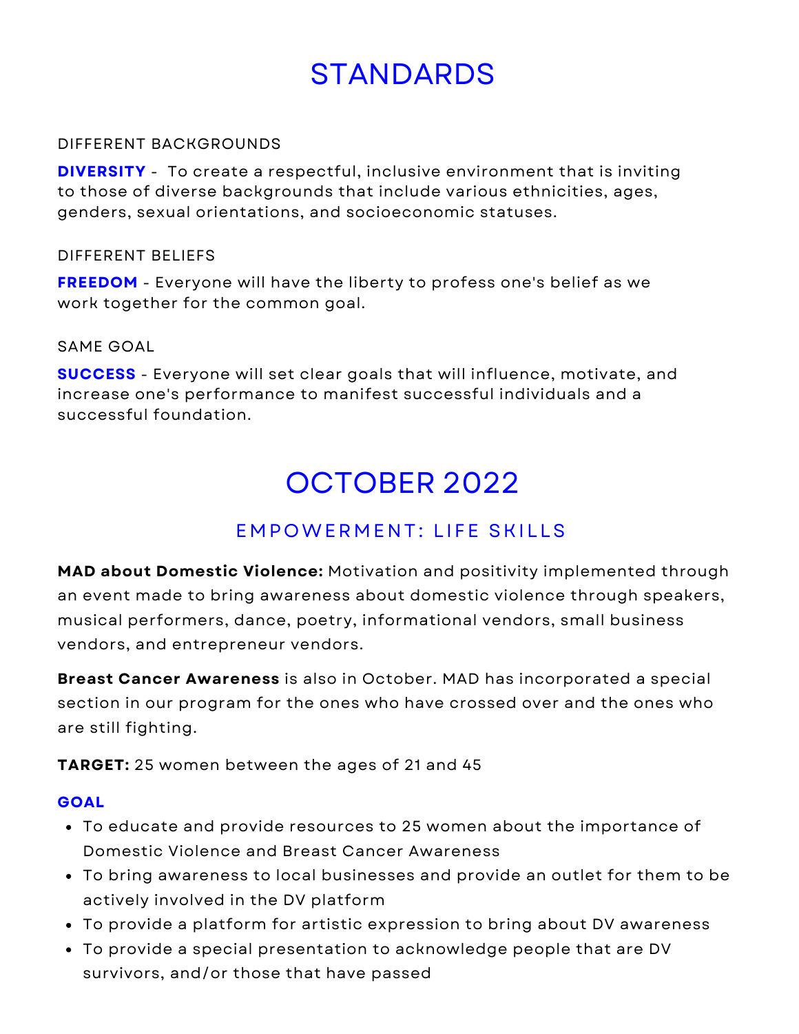# STANDARDS

DIFFERENT BACKGROUNDS

**DIVERSITY** - To create a respectful, inclusive environment that is inviting to those of diverse backgrounds that include various ethnicities, ages, genders, sexual orientations, and socioeconomic statuses.

DIFFERENT BELIEFS

**FREEDOM** - Everyone will have the liberty to profess one's belief as we work together for the common goal.

SAME GOAL

**SUCCESS** - Everyone will set clear goals that will influence, motivate, and increase one's performance to manifest successful individuals and a successful foundation.

# OCTOBER 2022

## EMPOWERMENT: LIFE SKILLS

**MAD about Domestic Violence:** Motivation and positivity implemented through an event made to bring awareness about domestic violence through speakers, musical performers, dance, poetry, informational vendors, small business vendors, and entrepreneur vendors.

**Breast Cancer Awareness** is also in October. MAD has incorporated a special section in our program for the ones who have crossed over and the ones who are still fighting.

**TARGET:** 25 women between the ages of 21 and 45

**GOAL**

- To educate and provide resources to 25 women about the importance of Domestic Violence and Breast Cancer Awareness
- To bring awareness to local businesses and provide an outlet for them to be actively involved in the DV platform
- To provide a platform for artistic expression to bring about DV awareness
- To provide a special presentation to acknowledge people that are DV survivors, and/or those that have passed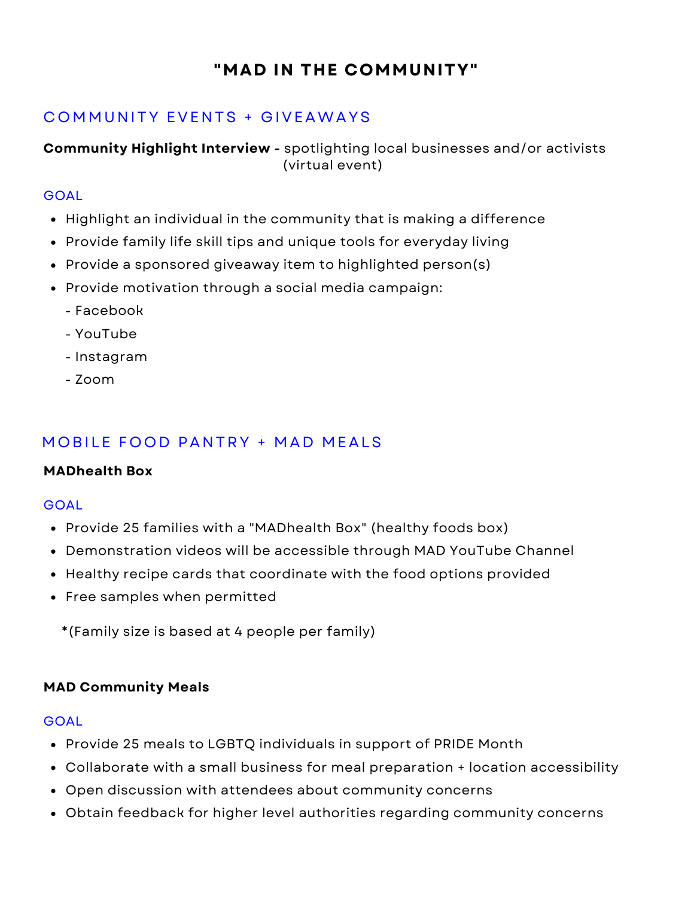# "MAD IN THE COMMUNITY"

## COMMUNITY EVENTS + GIVEAWAYS

**Community Highlight Interview -** spotlighting local businesses and/or activists (virtual event)

### GOAL

- Highlight an individual in the community that is making a difference
- Provide family life skill tips and unique tools for everyday living
- Provide a sponsored giveaway item to highlighted person(s)
- Provide motivation through a social media campaign:
  - Facebook
  - YouTube
  - Instagram
  - Zoom

## MOBILE FOOD PANTRY + MAD MEALS

**MADhealth Box**

### GOAL

- Provide 25 families with a "MADhealth Box" (healthy foods box)
- Demonstration videos will be accessible through MAD YouTube Channel
- Healthy recipe cards that coordinate with the food options provided
- Free samples when permitted

**\***(Family size is based at 4 people per family)

**MAD Community Meals**

### GOAL

- Provide 25 meals to LGBTQ individuals in support of PRIDE Month
- Collaborate with a small business for meal preparation + location accessibility
- Open discussion with attendees about community concerns
- Obtain feedback for higher level authorities regarding community concerns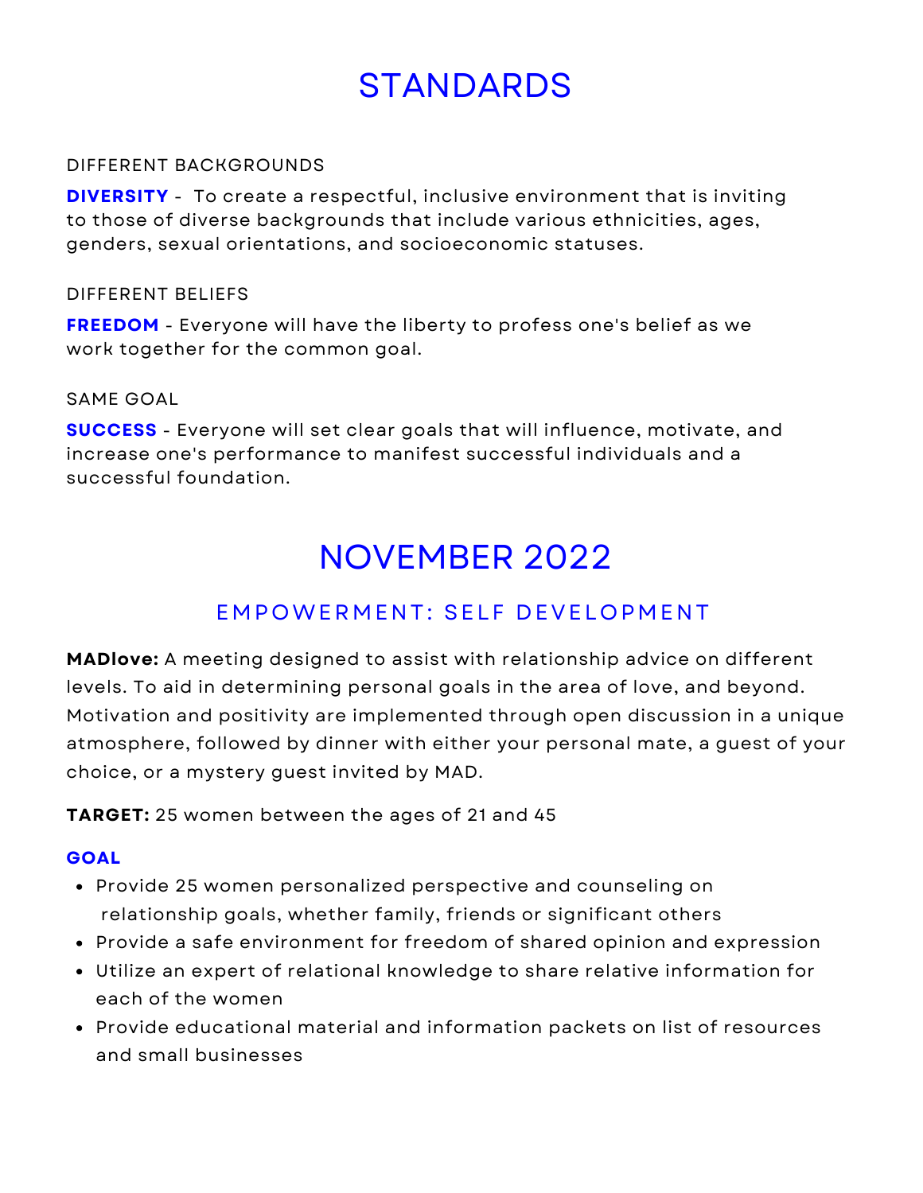# STANDARDS

DIFFERENT BACKGROUNDS

**DIVERSITY** - To create a respectful, inclusive environment that is inviting to those of diverse backgrounds that include various ethnicities, ages, genders, sexual orientations, and socioeconomic statuses.

DIFFERENT BELIEFS

**FREEDOM** - Everyone will have the liberty to profess one's belief as we work together for the common goal.

SAME GOAL

**SUCCESS** - Everyone will set clear goals that will influence, motivate, and increase one's performance to manifest successful individuals and a successful foundation.

# NOVEMBER 2022

## EMPOWERMENT: SELF DEVELOPMENT

**MADlove:** A meeting designed to assist with relationship advice on different levels. To aid in determining personal goals in the area of love, and beyond. Motivation and positivity are implemented through open discussion in a unique atmosphere, followed by dinner with either your personal mate, a guest of your choice, or a mystery guest invited by MAD.

**TARGET:** 25 women between the ages of 21 and 45

**GOAL**

- Provide 25 women personalized perspective and counseling on relationship goals, whether family, friends or significant others
- Provide a safe environment for freedom of shared opinion and expression
- Utilize an expert of relational knowledge to share relative information for each of the women
- Provide educational material and information packets on list of resources and small businesses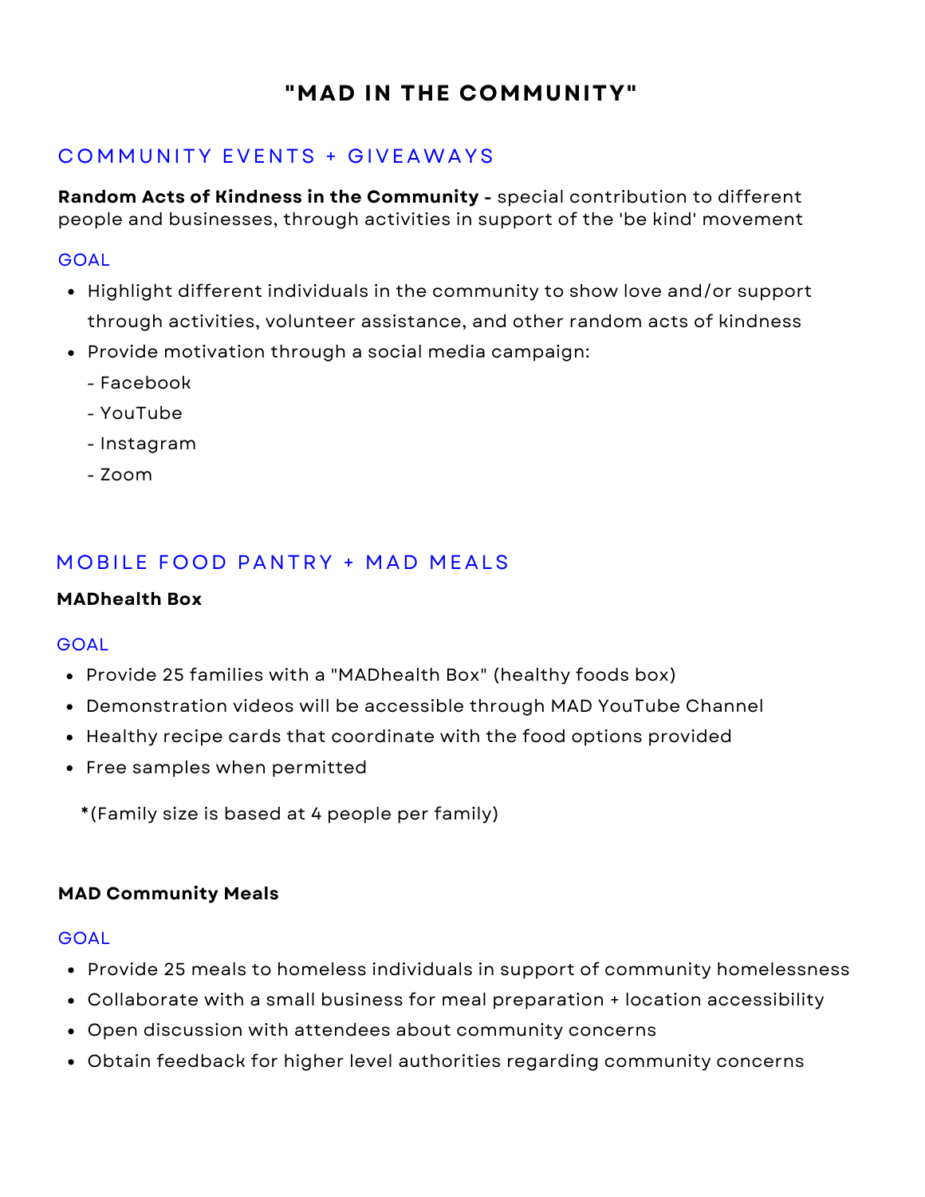# "MAD IN THE COMMUNITY"

## COMMUNITY EVENTS + GIVEAWAYS

**Random Acts of Kindness in the Community -** special contribution to different people and businesses, through activities in support of the 'be kind' movement

GOAL

- Highlight different individuals in the community to show love and/or support through activities, volunteer assistance, and other random acts of kindness
- Provide motivation through a social media campaign:
  - Facebook
  - YouTube
  - Instagram
  - Zoom

## MOBILE FOOD PANTRY + MAD MEALS

**MADhealth Box**

GOAL

- Provide 25 families with a "MADhealth Box" (healthy foods box)
- Demonstration videos will be accessible through MAD YouTube Channel
- Healthy recipe cards that coordinate with the food options provided
- Free samples when permitted

**\***(Family size is based at 4 people per family)

**MAD Community Meals**

GOAL

- Provide 25 meals to homeless individuals in support of community homelessness
- Collaborate with a small business for meal preparation + location accessibility
- Open discussion with attendees about community concerns
- Obtain feedback for higher level authorities regarding community concerns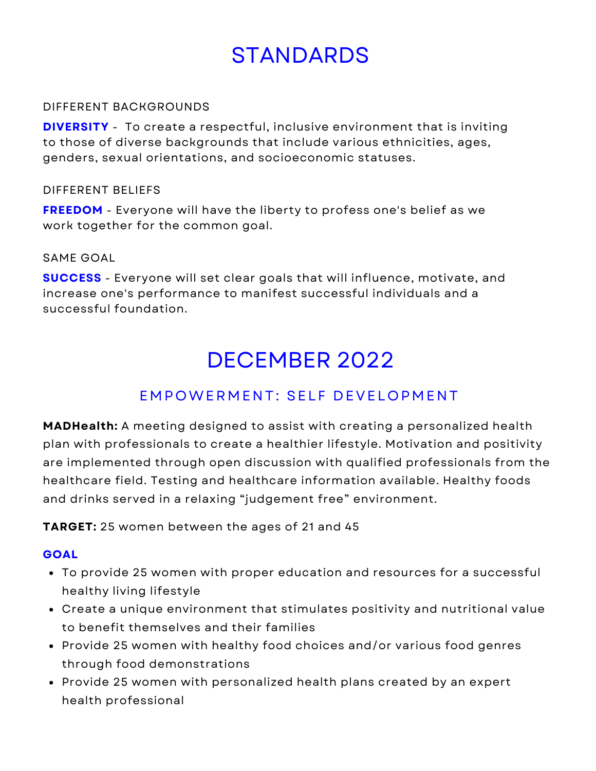# STANDARDS

DIFFERENT BACKGROUNDS

**DIVERSITY** - To create a respectful, inclusive environment that is inviting to those of diverse backgrounds that include various ethnicities, ages, genders, sexual orientations, and socioeconomic statuses.

DIFFERENT BELIEFS

**FREEDOM** - Everyone will have the liberty to profess one's belief as we work together for the common goal.

SAME GOAL

**SUCCESS** - Everyone will set clear goals that will influence, motivate, and increase one's performance to manifest successful individuals and a successful foundation.

# DECEMBER 2022

## EMPOWERMENT: SELF DEVELOPMENT

**MADHealth:** A meeting designed to assist with creating a personalized health plan with professionals to create a healthier lifestyle. Motivation and positivity are implemented through open discussion with qualified professionals from the healthcare field. Testing and healthcare information available. Healthy foods and drinks served in a relaxing "judgement free" environment.

**TARGET:** 25 women between the ages of 21 and 45

**GOAL**

- To provide 25 women with proper education and resources for a successful healthy living lifestyle
- Create a unique environment that stimulates positivity and nutritional value to benefit themselves and their families
- Provide 25 women with healthy food choices and/or various food genres through food demonstrations
- Provide 25 women with personalized health plans created by an expert health professional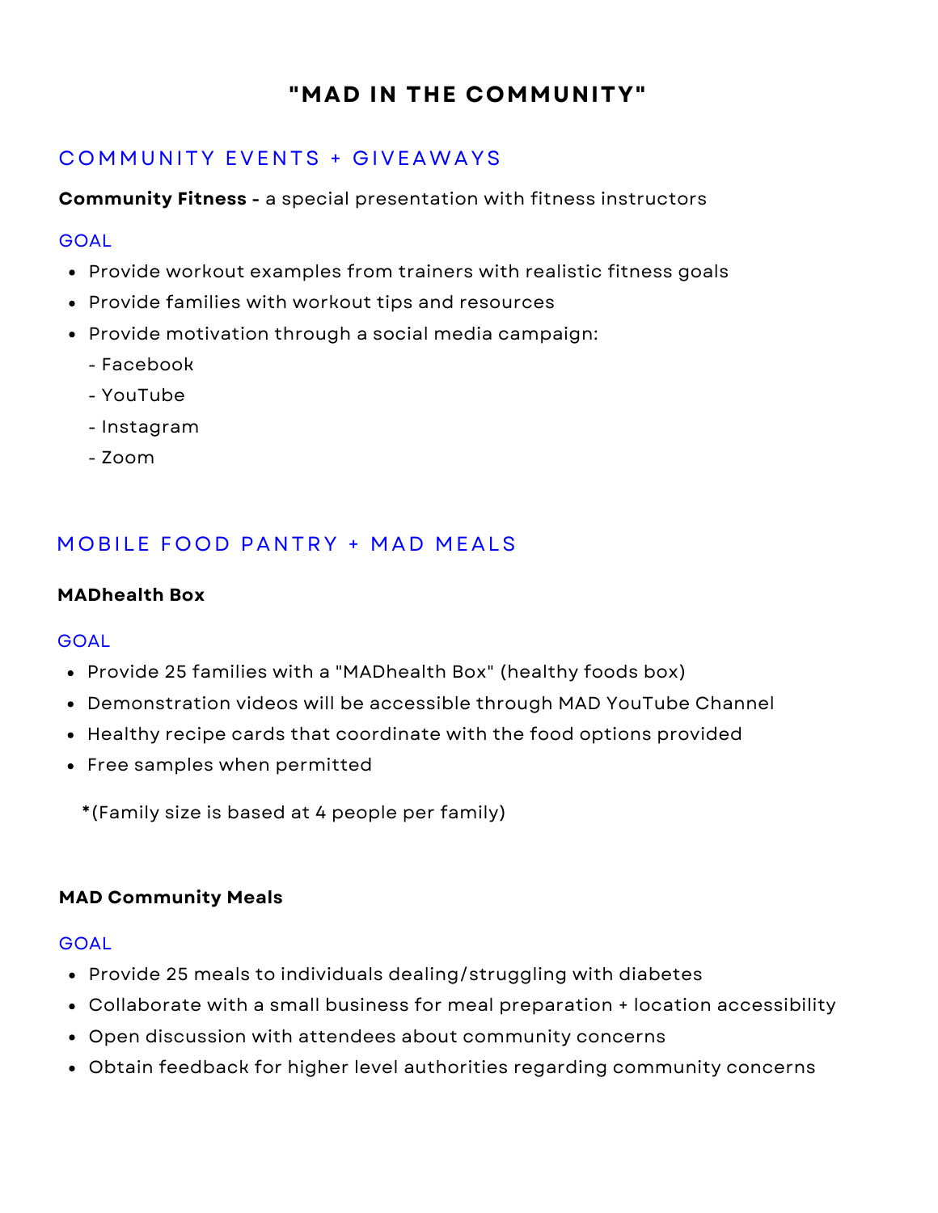# "MAD IN THE COMMUNITY"

## COMMUNITY EVENTS + GIVEAWAYS

**Community Fitness -** a special presentation with fitness instructors

GOAL

- Provide workout examples from trainers with realistic fitness goals
- Provide families with workout tips and resources
- Provide motivation through a social media campaign:
  - Facebook
  - YouTube
  - Instagram
  - Zoom

## MOBILE FOOD PANTRY + MAD MEALS

**MADhealth Box**

GOAL

- Provide 25 families with a "MADhealth Box" (healthy foods box)
- Demonstration videos will be accessible through MAD YouTube Channel
- Healthy recipe cards that coordinate with the food options provided
- Free samples when permitted

**\***(Family size is based at 4 people per family)

**MAD Community Meals**

GOAL

- Provide 25 meals to individuals dealing/struggling with diabetes
- Collaborate with a small business for meal preparation + location accessibility
- Open discussion with attendees about community concerns
- Obtain feedback for higher level authorities regarding community concerns